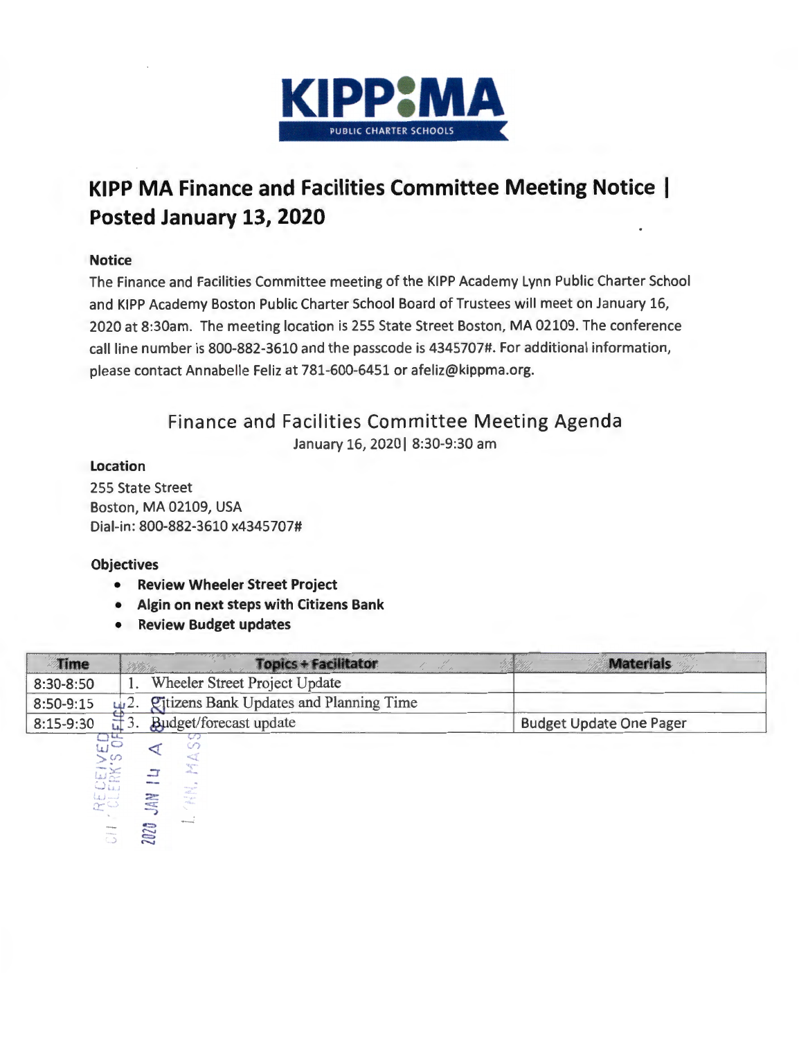KIPP MA
PUBLIC CHARTER SCHOOLS

# KIPP MA Finance and Facilities Committee Meeting Notice | Posted January 13, 2020

**Notice**

The Finance and Facilities Committee meeting of the KIPP Academy Lynn Public Charter School and KIPP Academy Boston Public Charter School Board of Trustees will meet on January 16, 2020 at 8:30am. The meeting location is 255 State Street Boston, MA 02109. The conference call line number is 800-882-3610 and the passcode is 4345707#. For additional information, please contact Annabelle Feliz at 781-600-6451 or afeliz@kippma.org.

## Finance and Facilities Committee Meeting Agenda

January 16, 2020| 8:30-9:30 am

**Location**

255 State Street
Boston, MA 02109, USA
Dial-in: 800-882-3610 x4345707#

**Objectives**

- **Review Wheeler Street Project**
- **Algin on next steps with Citizens Bank**
- **Review Budget updates**

| Time | Topics + Facilitator | Materials |
|---|---|---|
| 8:30-8:50 | 1. Wheeler Street Project Update | |
| 8:50-9:15 | 2. Citizens Bank Updates and Planning Time | |
| 8:15-9:30 | 3. Budget/forecast update | Budget Update One Pager |

RECEIVED
CITY CLERK'S OFFICE
2020 JAN 14 A 8:2?
LYNN, MASS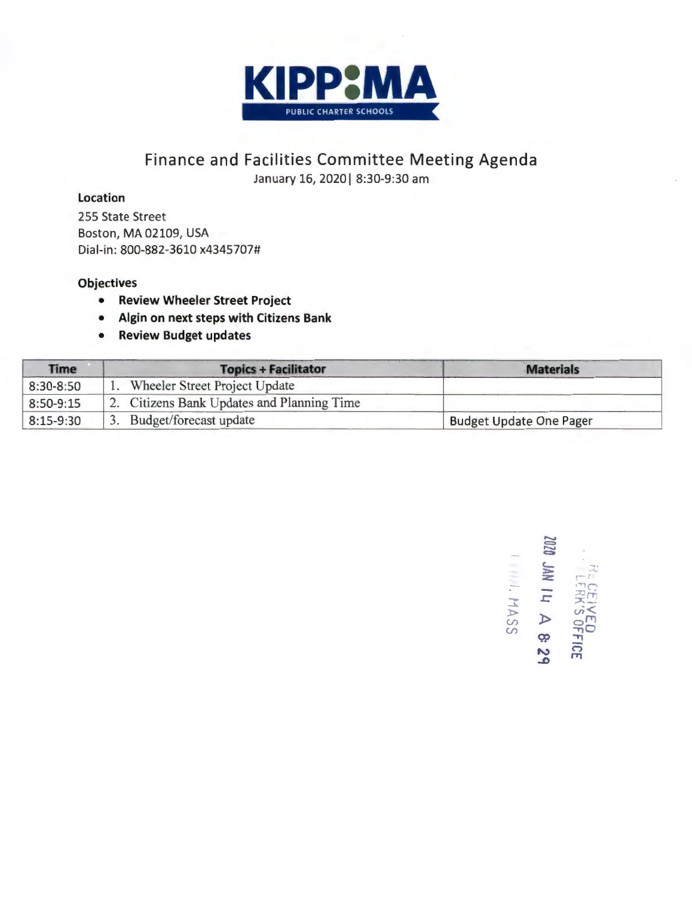KIPP MA

PUBLIC CHARTER SCHOOLS

# Finance and Facilities Committee Meeting Agenda

January 16, 2020| 8:30-9:30 am

**Location**

255 State Street
Boston, MA 02109, USA
Dial-in: 800-882-3610 x4345707#

**Objectives**

- **Review Wheeler Street Project**
- **Algin on next steps with Citizens Bank**
- **Review Budget updates**

| Time | Topics + Facilitator | Materials |
|---|---|---|
| 8:30-8:50 | 1. Wheeler Street Project Update | |
| 8:50-9:15 | 2. Citizens Bank Updates and Planning Time | |
| 8:15-9:30 | 3. Budget/forecast update | Budget Update One Pager |

RECEIVED
CLERK'S OFFICE
2020 JAN 14 A 8: 29
MASS